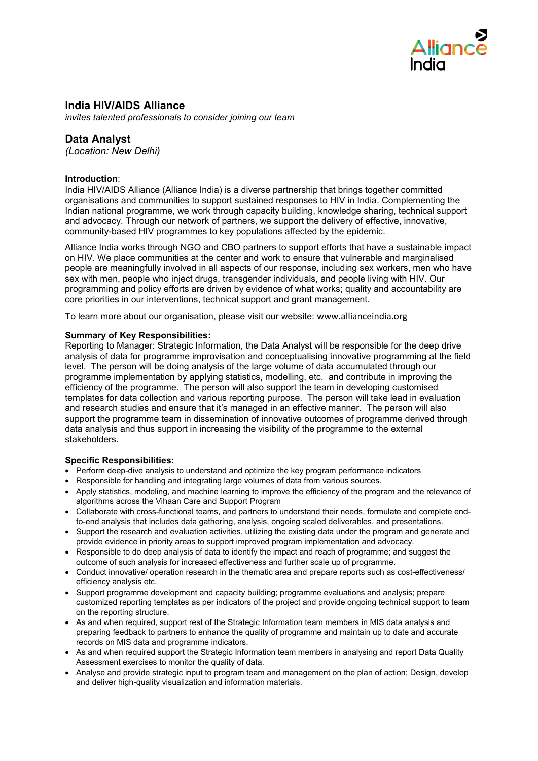# India HIV/AIDS Alliance

*invites talented professionals to consider joining our team*

## Data Analyst

*(Location: New Delhi)*

**Introduction**:

India HIV/AIDS Alliance (Alliance India) is a diverse partnership that brings together committed organisations and communities to support sustained responses to HIV in India. Complementing the Indian national programme, we work through capacity building, knowledge sharing, technical support and advocacy. Through our network of partners, we support the delivery of effective, innovative, community-based HIV programmes to key populations affected by the epidemic.

Alliance India works through NGO and CBO partners to support efforts that have a sustainable impact on HIV. We place communities at the center and work to ensure that vulnerable and marginalised people are meaningfully involved in all aspects of our response, including sex workers, men who have sex with men, people who inject drugs, transgender individuals, and people living with HIV. Our programming and policy efforts are driven by evidence of what works; quality and accountability are core priorities in our interventions, technical support and grant management.

To learn more about our organisation, please visit our website: www.allianceindia.org

**Summary of Key Responsibilities:**

Reporting to Manager: Strategic Information, the Data Analyst will be responsible for the deep drive analysis of data for programme improvisation and conceptualising innovative programming at the field level. The person will be doing analysis of the large volume of data accumulated through our programme implementation by applying statistics, modelling, etc. and contribute in improving the efficiency of the programme. The person will also support the team in developing customised templates for data collection and various reporting purpose. The person will take lead in evaluation and research studies and ensure that it's managed in an effective manner. The person will also support the programme team in dissemination of innovative outcomes of programme derived through data analysis and thus support in increasing the visibility of the programme to the external stakeholders.

**Specific Responsibilities:**

- Perform deep-dive analysis to understand and optimize the key program performance indicators
- Responsible for handling and integrating large volumes of data from various sources.
- Apply statistics, modeling, and machine learning to improve the efficiency of the program and the relevance of algorithms across the Vihaan Care and Support Program
- Collaborate with cross-functional teams, and partners to understand their needs, formulate and complete end-to-end analysis that includes data gathering, analysis, ongoing scaled deliverables, and presentations.
- Support the research and evaluation activities, utilizing the existing data under the program and generate and provide evidence in priority areas to support improved program implementation and advocacy.
- Responsible to do deep analysis of data to identify the impact and reach of programme; and suggest the outcome of such analysis for increased effectiveness and further scale up of programme.
- Conduct innovative/ operation research in the thematic area and prepare reports such as cost-effectiveness/ efficiency analysis etc.
- Support programme development and capacity building; programme evaluations and analysis; prepare customized reporting templates as per indicators of the project and provide ongoing technical support to team on the reporting structure.
- As and when required, support rest of the Strategic Information team members in MIS data analysis and preparing feedback to partners to enhance the quality of programme and maintain up to date and accurate records on MIS data and programme indicators.
- As and when required support the Strategic Information team members in analysing and report Data Quality Assessment exercises to monitor the quality of data.
- Analyse and provide strategic input to program team and management on the plan of action; Design, develop and deliver high-quality visualization and information materials.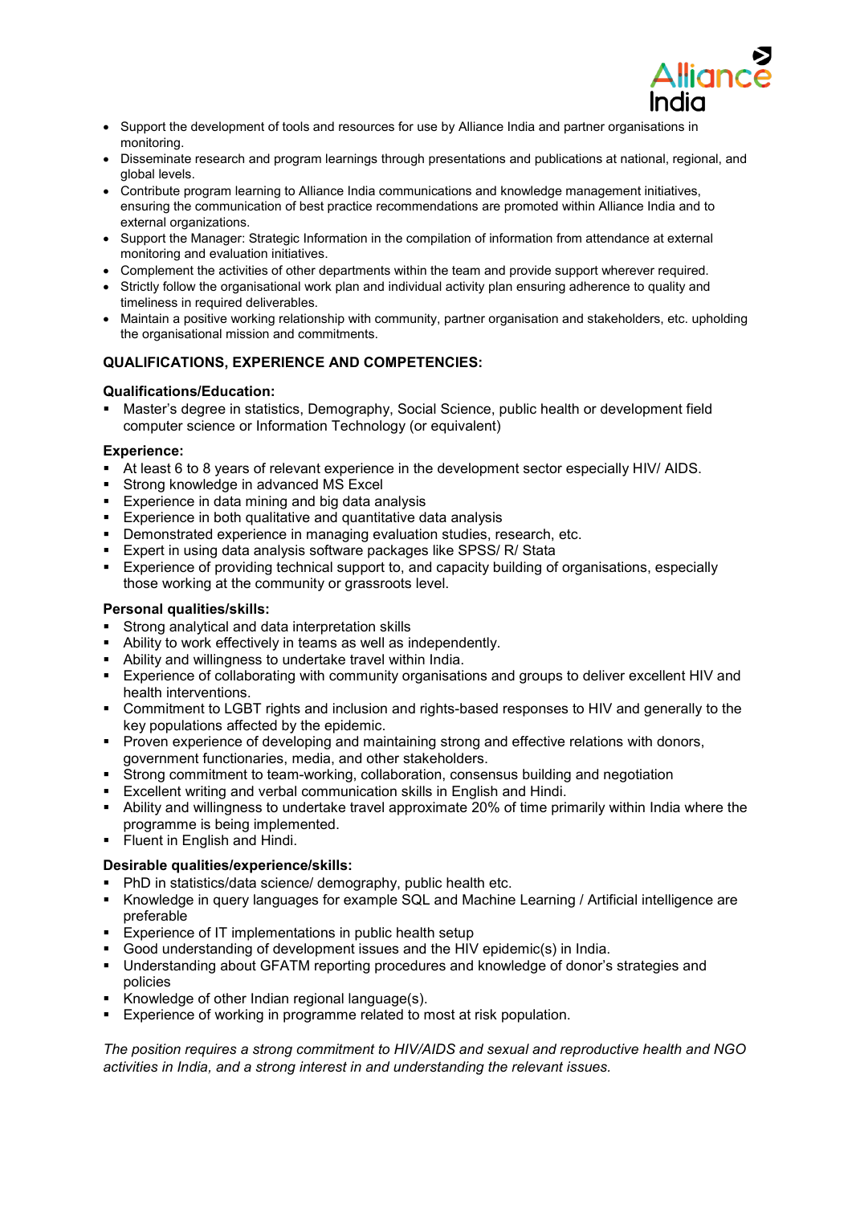- Support the development of tools and resources for use by Alliance India and partner organisations in monitoring.
- Disseminate research and program learnings through presentations and publications at national, regional, and global levels.
- Contribute program learning to Alliance India communications and knowledge management initiatives, ensuring the communication of best practice recommendations are promoted within Alliance India and to external organizations.
- Support the Manager: Strategic Information in the compilation of information from attendance at external monitoring and evaluation initiatives.
- Complement the activities of other departments within the team and provide support wherever required.
- Strictly follow the organisational work plan and individual activity plan ensuring adherence to quality and timeliness in required deliverables.
- Maintain a positive working relationship with community, partner organisation and stakeholders, etc. upholding the organisational mission and commitments.

**QUALIFICATIONS, EXPERIENCE AND COMPETENCIES:**

**Qualifications/Education:**

- Master's degree in statistics, Demography, Social Science, public health or development field computer science or Information Technology (or equivalent)

**Experience:**

- At least 6 to 8 years of relevant experience in the development sector especially HIV/ AIDS.
- Strong knowledge in advanced MS Excel
- Experience in data mining and big data analysis
- Experience in both qualitative and quantitative data analysis
- Demonstrated experience in managing evaluation studies, research, etc.
- Expert in using data analysis software packages like SPSS/ R/ Stata
- Experience of providing technical support to, and capacity building of organisations, especially those working at the community or grassroots level.

**Personal qualities/skills:**

- Strong analytical and data interpretation skills
- Ability to work effectively in teams as well as independently.
- Ability and willingness to undertake travel within India.
- Experience of collaborating with community organisations and groups to deliver excellent HIV and health interventions.
- Commitment to LGBT rights and inclusion and rights-based responses to HIV and generally to the key populations affected by the epidemic.
- Proven experience of developing and maintaining strong and effective relations with donors, government functionaries, media, and other stakeholders.
- Strong commitment to team-working, collaboration, consensus building and negotiation
- Excellent writing and verbal communication skills in English and Hindi.
- Ability and willingness to undertake travel approximate 20% of time primarily within India where the programme is being implemented.
- Fluent in English and Hindi.

**Desirable qualities/experience/skills:**

- PhD in statistics/data science/ demography, public health etc.
- Knowledge in query languages for example SQL and Machine Learning / Artificial intelligence are preferable
- Experience of IT implementations in public health setup
- Good understanding of development issues and the HIV epidemic(s) in India.
- Understanding about GFATM reporting procedures and knowledge of donor's strategies and policies
- Knowledge of other Indian regional language(s).
- Experience of working in programme related to most at risk population.

*The position requires a strong commitment to HIV/AIDS and sexual and reproductive health and NGO activities in India, and a strong interest in and understanding the relevant issues.*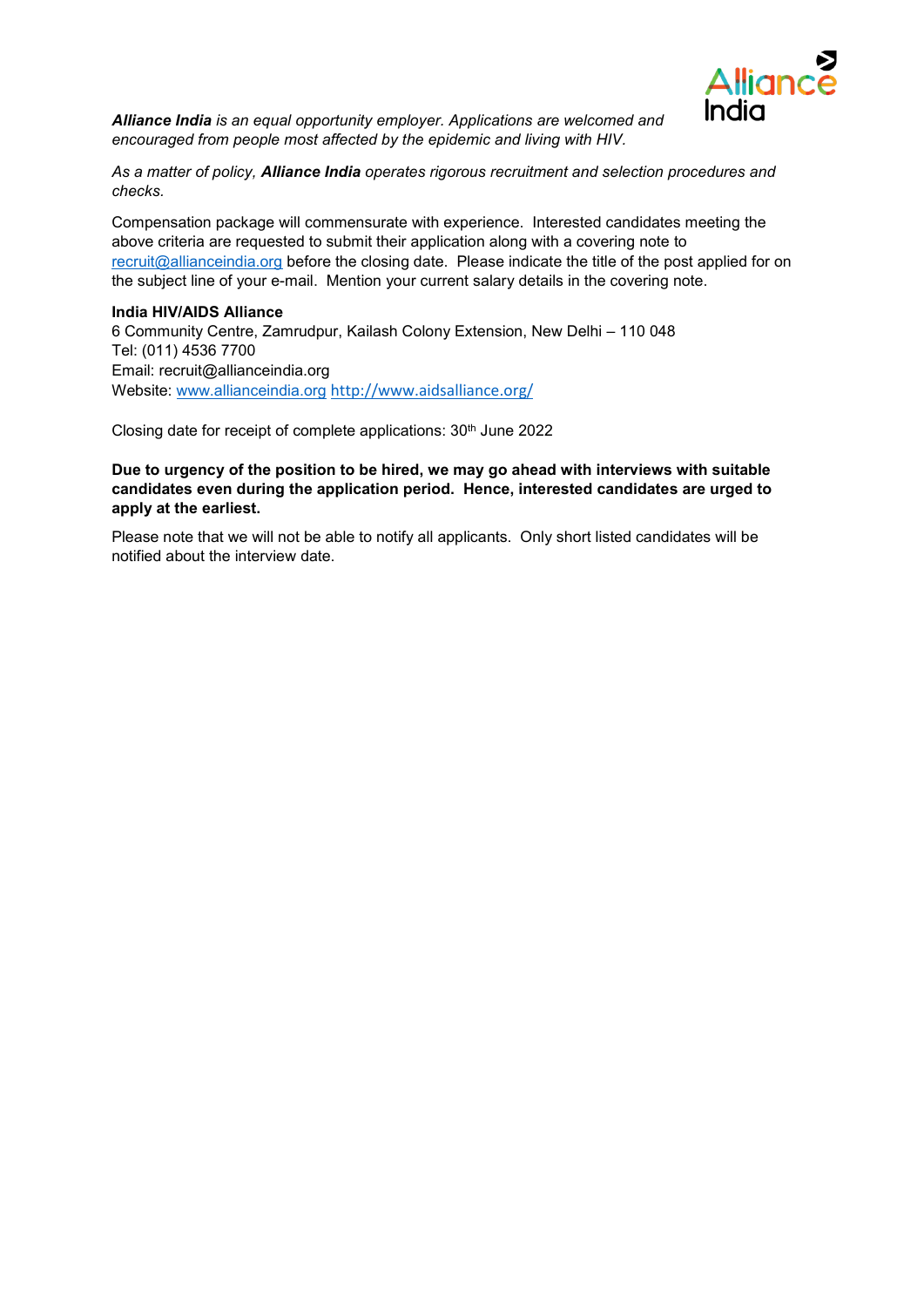***Alliance India** is an equal opportunity employer. Applications are welcomed and encouraged from people most affected by the epidemic and living with HIV.*

*As a matter of policy, **Alliance India** operates rigorous recruitment and selection procedures and checks.*

Compensation package will commensurate with experience. Interested candidates meeting the above criteria are requested to submit their application along with a covering note to recruit@allianceindia.org before the closing date. Please indicate the title of the post applied for on the subject line of your e-mail. Mention your current salary details in the covering note.

**India HIV/AIDS Alliance**
6 Community Centre, Zamrudpur, Kailash Colony Extension, New Delhi – 110 048
Tel: (011) 4536 7700
Email: recruit@allianceindia.org
Website: www.allianceindia.org http://www.aidsalliance.org/

Closing date for receipt of complete applications: 30th June 2022

**Due to urgency of the position to be hired, we may go ahead with interviews with suitable candidates even during the application period. Hence, interested candidates are urged to apply at the earliest.**

Please note that we will not be able to notify all applicants. Only short listed candidates will be notified about the interview date.